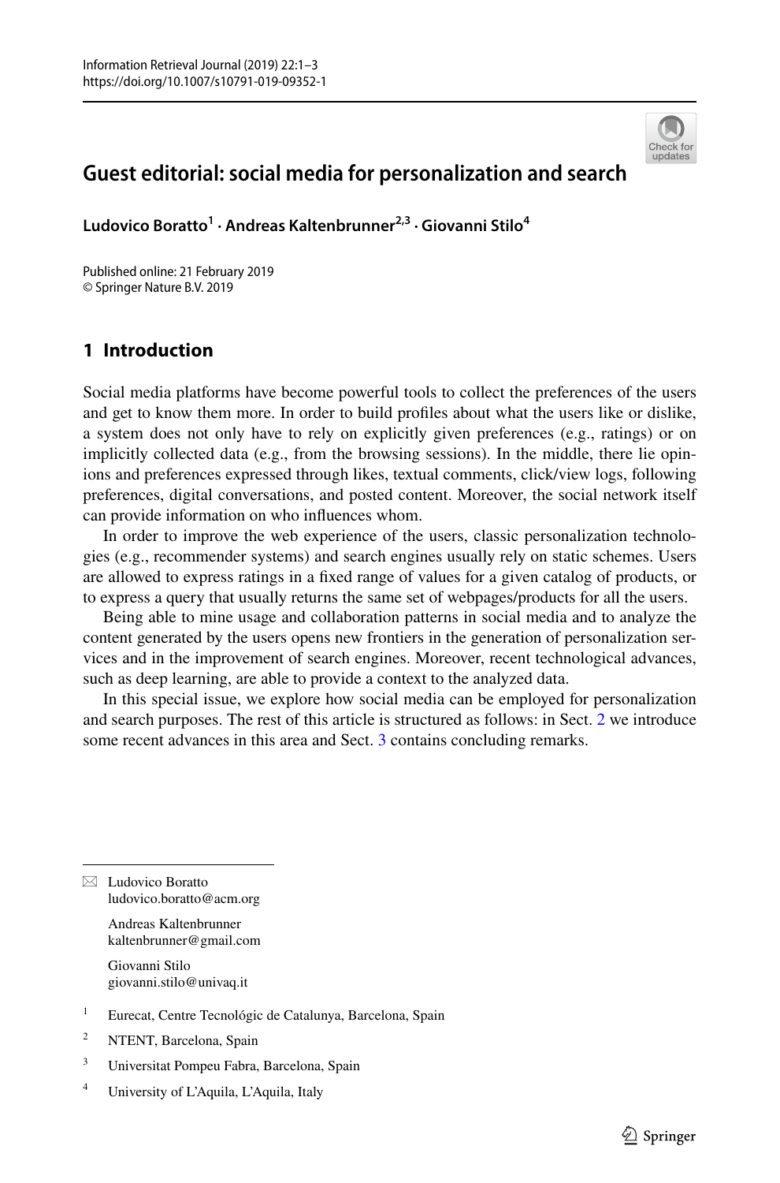# Guest editorial: social media for personalization and search

**Ludovico Boratto[1] · Andreas Kaltenbrunner[2,3] · Giovanni Stilo[4]**

Published online: 21 February 2019
© Springer Nature B.V. 2019

## 1 Introduction

Social media platforms have become powerful tools to collect the preferences of the users and get to know them more. In order to build profiles about what the users like or dislike, a system does not only have to rely on explicitly given preferences (e.g., ratings) or on implicitly collected data (e.g., from the browsing sessions). In the middle, there lie opinions and preferences expressed through likes, textual comments, click/view logs, following preferences, digital conversations, and posted content. Moreover, the social network itself can provide information on who influences whom.

In order to improve the web experience of the users, classic personalization technologies (e.g., recommender systems) and search engines usually rely on static schemes. Users are allowed to express ratings in a fixed range of values for a given catalog of products, or to express a query that usually returns the same set of webpages/products for all the users.

Being able to mine usage and collaboration patterns in social media and to analyze the content generated by the users opens new frontiers in the generation of personalization services and in the improvement of search engines. Moreover, recent technological advances, such as deep learning, are able to provide a context to the analyzed data.

In this special issue, we explore how social media can be employed for personalization and search purposes. The rest of this article is structured as follows: in Sect. 2 we introduce some recent advances in this area and Sect. 3 contains concluding remarks.

---

✉ Ludovico Boratto
ludovico.boratto@acm.org

Andreas Kaltenbrunner
kaltenbrunner@gmail.com

Giovanni Stilo
giovanni.stilo@univaq.it

[1] Eurecat, Centre Tecnológic de Catalunya, Barcelona, Spain

[2] NTENT, Barcelona, Spain

[3] Universitat Pompeu Fabra, Barcelona, Spain

[4] University of L'Aquila, L'Aquila, Italy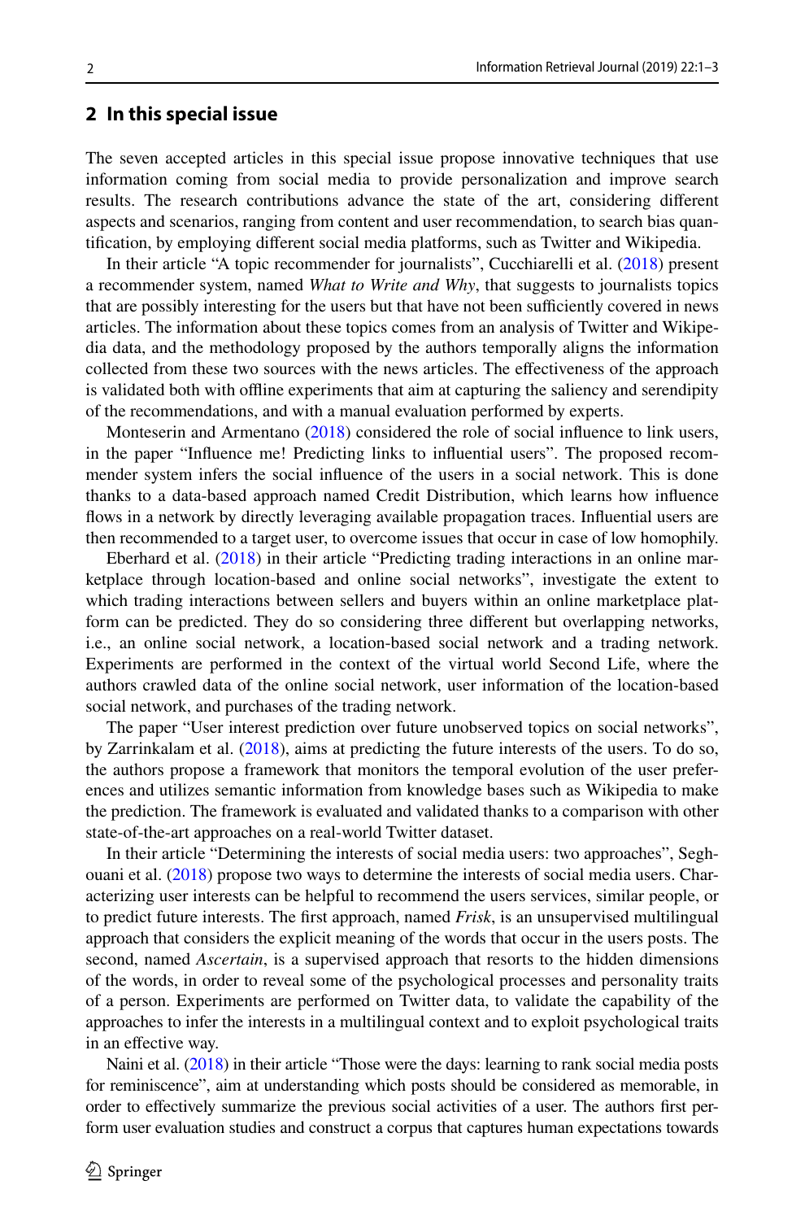## 2 In this special issue

The seven accepted articles in this special issue propose innovative techniques that use information coming from social media to provide personalization and improve search results. The research contributions advance the state of the art, considering different aspects and scenarios, ranging from content and user recommendation, to search bias quantification, by employing different social media platforms, such as Twitter and Wikipedia.

In their article "A topic recommender for journalists", Cucchiarelli et al. (2018) present a recommender system, named *What to Write and Why*, that suggests to journalists topics that are possibly interesting for the users but that have not been sufficiently covered in news articles. The information about these topics comes from an analysis of Twitter and Wikipedia data, and the methodology proposed by the authors temporally aligns the information collected from these two sources with the news articles. The effectiveness of the approach is validated both with offline experiments that aim at capturing the saliency and serendipity of the recommendations, and with a manual evaluation performed by experts.

Monteserin and Armentano (2018) considered the role of social influence to link users, in the paper "Influence me! Predicting links to influential users". The proposed recommender system infers the social influence of the users in a social network. This is done thanks to a data-based approach named Credit Distribution, which learns how influence flows in a network by directly leveraging available propagation traces. Influential users are then recommended to a target user, to overcome issues that occur in case of low homophily.

Eberhard et al. (2018) in their article "Predicting trading interactions in an online marketplace through location-based and online social networks", investigate the extent to which trading interactions between sellers and buyers within an online marketplace platform can be predicted. They do so considering three different but overlapping networks, i.e., an online social network, a location-based social network and a trading network. Experiments are performed in the context of the virtual world Second Life, where the authors crawled data of the online social network, user information of the location-based social network, and purchases of the trading network.

The paper "User interest prediction over future unobserved topics on social networks", by Zarrinkalam et al. (2018), aims at predicting the future interests of the users. To do so, the authors propose a framework that monitors the temporal evolution of the user preferences and utilizes semantic information from knowledge bases such as Wikipedia to make the prediction. The framework is evaluated and validated thanks to a comparison with other state-of-the-art approaches on a real-world Twitter dataset.

In their article "Determining the interests of social media users: two approaches", Seghouani et al. (2018) propose two ways to determine the interests of social media users. Characterizing user interests can be helpful to recommend the users services, similar people, or to predict future interests. The first approach, named *Frisk*, is an unsupervised multilingual approach that considers the explicit meaning of the words that occur in the users posts. The second, named *Ascertain*, is a supervised approach that resorts to the hidden dimensions of the words, in order to reveal some of the psychological processes and personality traits of a person. Experiments are performed on Twitter data, to validate the capability of the approaches to infer the interests in a multilingual context and to exploit psychological traits in an effective way.

Naini et al. (2018) in their article "Those were the days: learning to rank social media posts for reminiscence", aim at understanding which posts should be considered as memorable, in order to effectively summarize the previous social activities of a user. The authors first perform user evaluation studies and construct a corpus that captures human expectations towards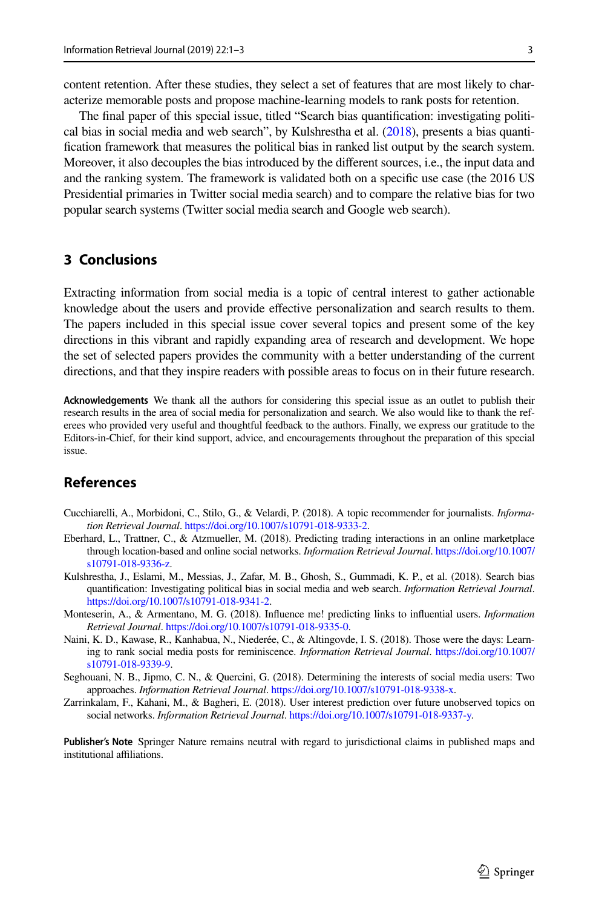content retention. After these studies, they select a set of features that are most likely to characterize memorable posts and propose machine-learning models to rank posts for retention.

The final paper of this special issue, titled "Search bias quantification: investigating political bias in social media and web search", by Kulshrestha et al. (2018), presents a bias quantification framework that measures the political bias in ranked list output by the search system. Moreover, it also decouples the bias introduced by the different sources, i.e., the input data and and the ranking system. The framework is validated both on a specific use case (the 2016 US Presidential primaries in Twitter social media search) and to compare the relative bias for two popular search systems (Twitter social media search and Google web search).

## 3 Conclusions

Extracting information from social media is a topic of central interest to gather actionable knowledge about the users and provide effective personalization and search results to them. The papers included in this special issue cover several topics and present some of the key directions in this vibrant and rapidly expanding area of research and development. We hope the set of selected papers provides the community with a better understanding of the current directions, and that they inspire readers with possible areas to focus on in their future research.

**Acknowledgements** We thank all the authors for considering this special issue as an outlet to publish their research results in the area of social media for personalization and search. We also would like to thank the referees who provided very useful and thoughtful feedback to the authors. Finally, we express our gratitude to the Editors-in-Chief, for their kind support, advice, and encouragements throughout the preparation of this special issue.

## References

Cucchiarelli, A., Morbidoni, C., Stilo, G., & Velardi, P. (2018). A topic recommender for journalists. *Information Retrieval Journal*. https://doi.org/10.1007/s10791-018-9333-2.

Eberhard, L., Trattner, C., & Atzmueller, M. (2018). Predicting trading interactions in an online marketplace through location-based and online social networks. *Information Retrieval Journal*. https://doi.org/10.1007/s10791-018-9336-z.

Kulshrestha, J., Eslami, M., Messias, J., Zafar, M. B., Ghosh, S., Gummadi, K. P., et al. (2018). Search bias quantification: Investigating political bias in social media and web search. *Information Retrieval Journal*. https://doi.org/10.1007/s10791-018-9341-2.

Monteserin, A., & Armentano, M. G. (2018). Influence me! predicting links to influential users. *Information Retrieval Journal*. https://doi.org/10.1007/s10791-018-9335-0.

Naini, K. D., Kawase, R., Kanhabua, N., Niederée, C., & Altingovde, I. S. (2018). Those were the days: Learning to rank social media posts for reminiscence. *Information Retrieval Journal*. https://doi.org/10.1007/s10791-018-9339-9.

Seghouani, N. B., Jipmo, C. N., & Quercini, G. (2018). Determining the interests of social media users: Two approaches. *Information Retrieval Journal*. https://doi.org/10.1007/s10791-018-9338-x.

Zarrinkalam, F., Kahani, M., & Bagheri, E. (2018). User interest prediction over future unobserved topics on social networks. *Information Retrieval Journal*. https://doi.org/10.1007/s10791-018-9337-y.

**Publisher's Note** Springer Nature remains neutral with regard to jurisdictional claims in published maps and institutional affiliations.